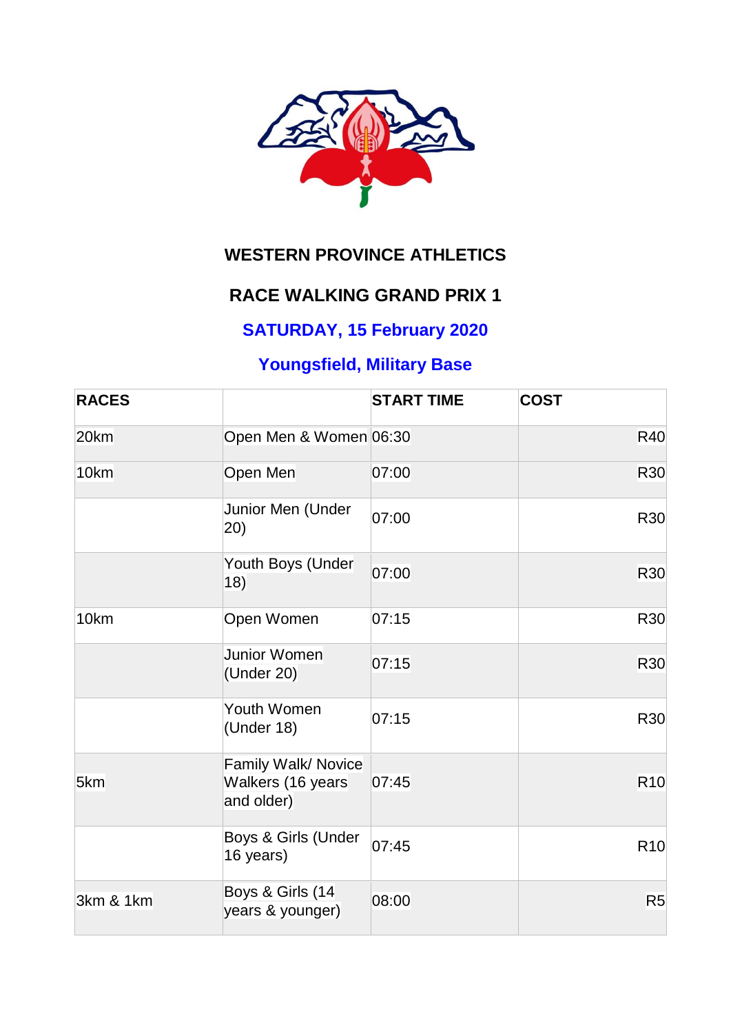# WESTERN PROVINCE ATHLETICS

## RACE WALKING GRAND PRIX 1

### SATURDAY, 15 February 2020

### Youngsfield, Military Base

| RACES | | START TIME | COST |
|---|---|---|---|
| 20km | Open Men & Women | 06:30 | R40 |
| 10km | Open Men | 07:00 | R30 |
| | Junior Men (Under 20) | 07:00 | R30 |
| | Youth Boys (Under 18) | 07:00 | R30 |
| 10km | Open Women | 07:15 | R30 |
| | Junior Women (Under 20) | 07:15 | R30 |
| | Youth Women (Under 18) | 07:15 | R30 |
| 5km | Family Walk/ Novice Walkers (16 years and older) | 07:45 | R10 |
| | Boys & Girls (Under 16 years) | 07:45 | R10 |
| 3km & 1km | Boys & Girls (14 years & younger) | 08:00 | R5 |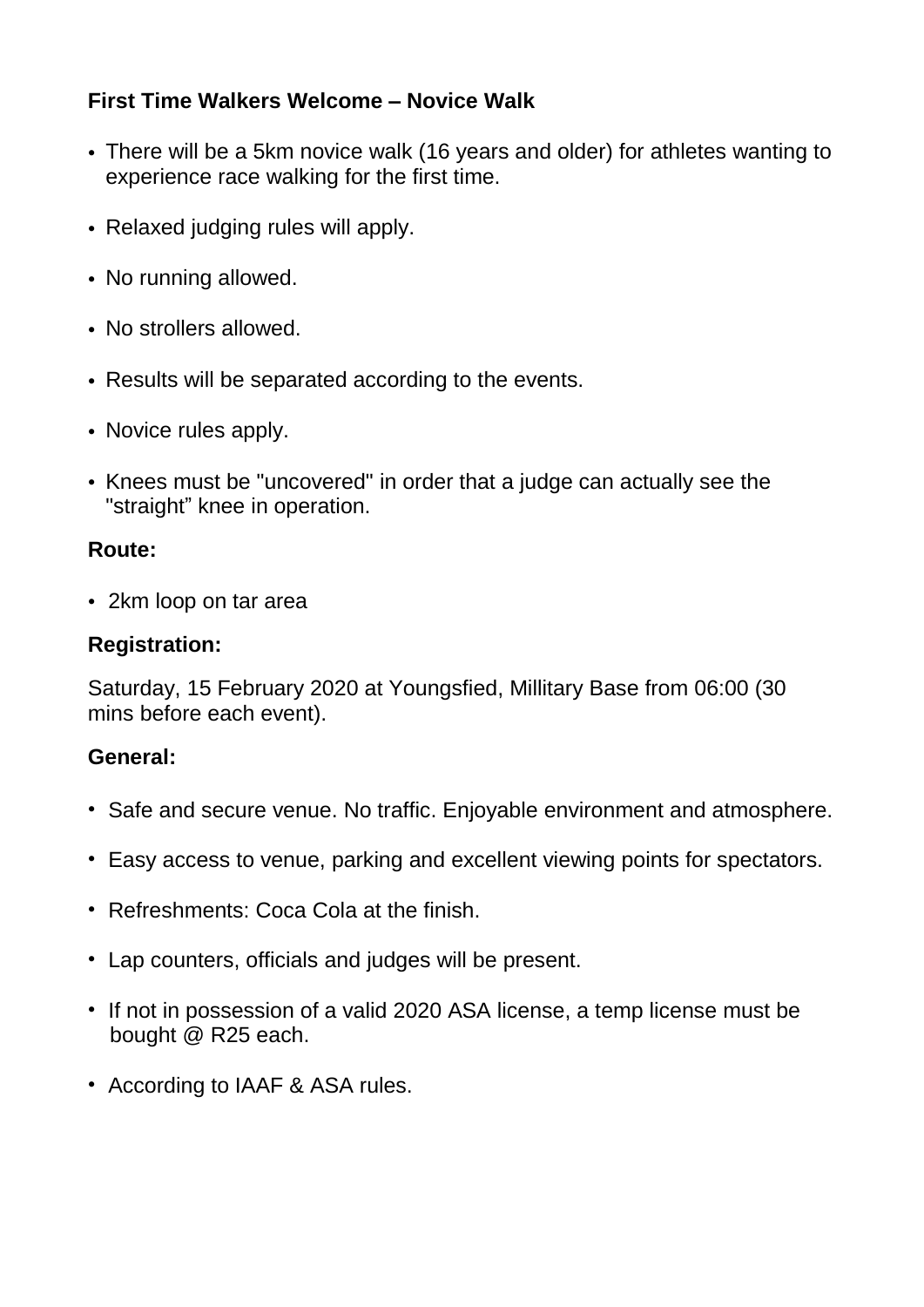**First Time Walkers Welcome – Novice Walk**

- There will be a 5km novice walk (16 years and older) for athletes wanting to experience race walking for the first time.
- Relaxed judging rules will apply.
- No running allowed.
- No strollers allowed.
- Results will be separated according to the events.
- Novice rules apply.
- Knees must be "uncovered" in order that a judge can actually see the "straight” knee in operation.

**Route:**

- 2km loop on tar area

**Registration:**

Saturday, 15 February 2020 at Youngsfied, Millitary Base from 06:00 (30 mins before each event).

**General:**

- Safe and secure venue. No traffic. Enjoyable environment and atmosphere.
- Easy access to venue, parking and excellent viewing points for spectators.
- Refreshments: Coca Cola at the finish.
- Lap counters, officials and judges will be present.
- If not in possession of a valid 2020 ASA license, a temp license must be bought @ R25 each.
- According to IAAF & ASA rules.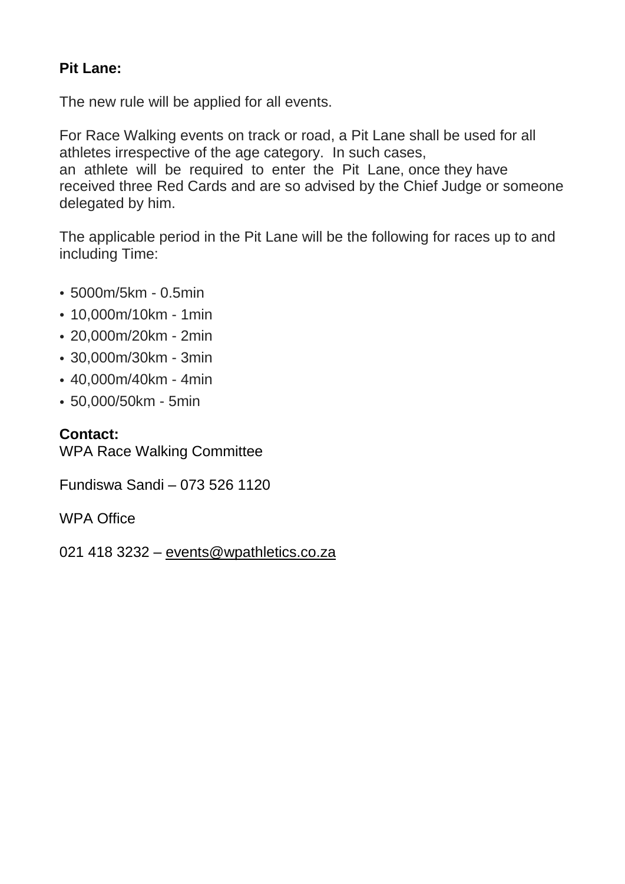**Pit Lane:**

The new rule will be applied for all events.

For Race Walking events on track or road, a Pit Lane shall be used for all athletes irrespective of the age category. In such cases, an athlete will be required to enter the Pit Lane, once they have received three Red Cards and are so advised by the Chief Judge or someone delegated by him.

The applicable period in the Pit Lane will be the following for races up to and including Time:

- 5000m/5km - 0.5min
- 10,000m/10km - 1min
- 20,000m/20km - 2min
- 30,000m/30km - 3min
- 40,000m/40km - 4min
- 50,000/50km - 5min

**Contact:**
WPA Race Walking Committee

Fundiswa Sandi – 073 526 1120

WPA Office

021 418 3232 – events@wpathletics.co.za